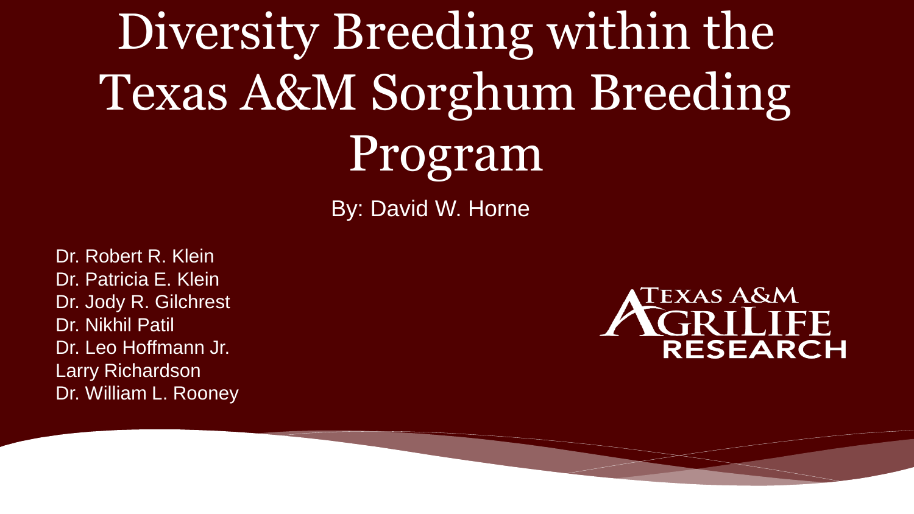# Diversity Breeding within the Texas A&M Sorghum Breeding Program

By: David W. Horne

Dr. Robert R. Klein
Dr. Patricia E. Klein
Dr. Jody R. Gilchrest
Dr. Nikhil Patil
Dr. Leo Hoffmann Jr.
Larry Richardson
Dr. William L. Rooney

TEXAS A&M AGRILIFE RESEARCH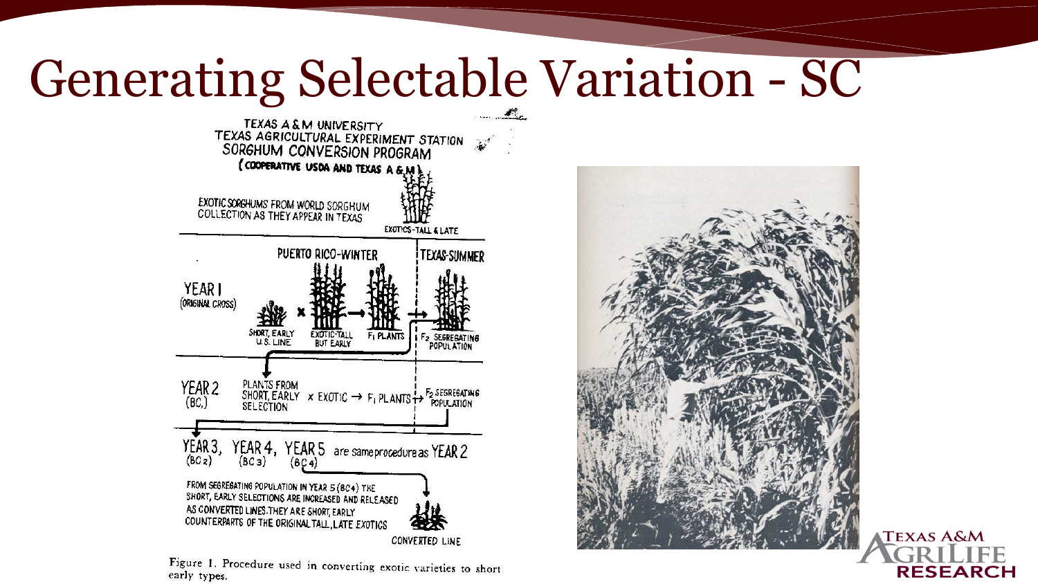# Generating Selectable Variation - SC

TEXAS A & M UNIVERSITY
TEXAS AGRICULTURAL EXPERIMENT STATION
SORGHUM CONVERSION PROGRAM
(COOPERATIVE USDA AND TEXAS A & M)

EXOTIC SORGHUMS FROM WORLD SORGHUM COLLECTION AS THEY APPEAR IN TEXAS

EXOTICS - TALL & LATE

PUERTO RICO-WINTER | TEXAS-SUMMER

YEAR 1 (ORIGINAL CROSS): SHORT, EARLY U.S. LINE × EXOTIC-TALL BUT EARLY → $F_1$ PLANTS → $F_2$ SEGREGATING POPULATION

YEAR 2 ($BC_1$): PLANTS FROM SHORT, EARLY SELECTION × EXOTIC → $F_1$ PLANTS → $F_2$ SEGREGATING POPULATION

YEAR 3, YEAR 4, YEAR 5 ($BC_2$) ($BC_3$) ($BC_4$) are same procedure as YEAR 2

FROM SEGREGATING POPULATION IN YEAR 5 ($BC_4$) THE SHORT, EARLY SELECTIONS ARE INCREASED AND RELEASED AS CONVERTED LINES. THEY ARE SHORT, EARLY COUNTERPARTS OF THE ORIGINAL TALL, LATE EXOTICS

CONVERTED LINE

Figure 1. Procedure used in converting exotic varieties to short early types.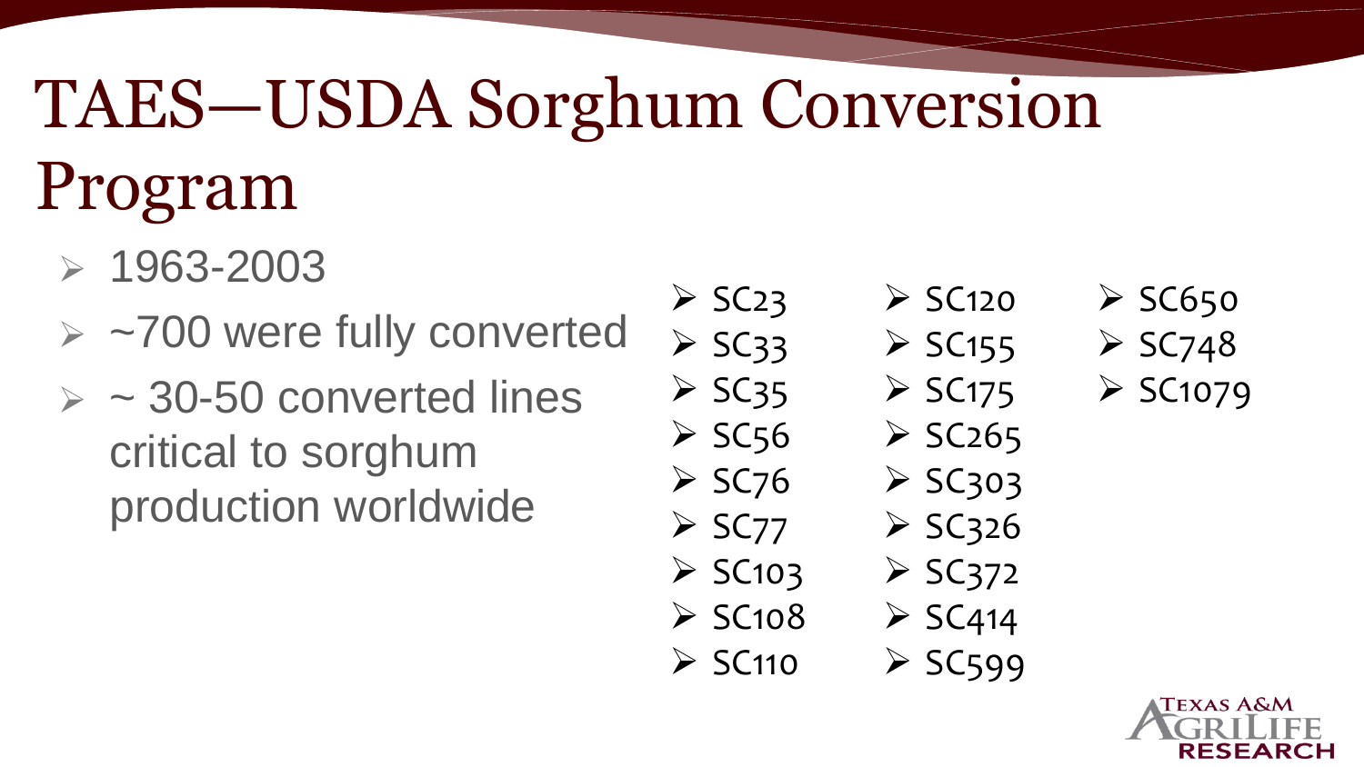# TAES—USDA Sorghum Conversion Program

- 1963-2003
- ~700 were fully converted
- ~ 30-50 converted lines critical to sorghum production worldwide

- SC23
- SC33
- SC35
- SC56
- SC76
- SC77
- SC103
- SC108
- SC110
- SC120
- SC155
- SC175
- SC265
- SC303
- SC326
- SC372
- SC414
- SC599
- SC650
- SC748
- SC1079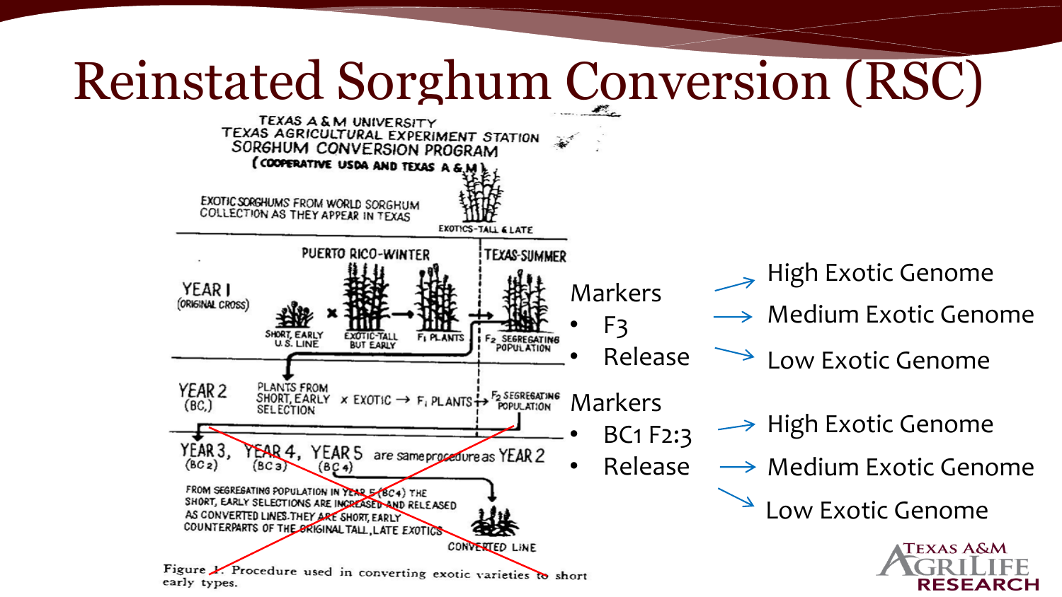# Reinstated Sorghum Conversion (RSC)

TEXAS A & M UNIVERSITY
TEXAS AGRICULTURAL EXPERIMENT STATION
SORGHUM CONVERSION PROGRAM
(COOPERATIVE USDA AND TEXAS A & M)

EXOTIC SORGHUMS FROM WORLD SORGHUM COLLECTION AS THEY APPEAR IN TEXAS

EXOTICS-TALL & LATE

PUERTO RICO-WINTER | TEXAS-SUMMER

YEAR I (ORIGINAL CROSS): SHORT, EARLY U.S. LINE × EXOTIC-TALL BUT EARLY → $F_1$ PLANTS → $F_2$ SEGREGATING POPULATION

YEAR 2 ($BC_1$): PLANTS FROM SHORT, EARLY SELECTION × EXOTIC → $F_1$ PLANTS → $F_2$ SEGREGATING POPULATION

YEAR 3, YEAR 4, YEAR 5 ($BC_2$) ($BC_3$) ($BC_4$) are same procedure as YEAR 2

FROM SEGREGATING POPULATION IN YEAR 5 ($BC_4$) THE SHORT, EARLY SELECTIONS ARE INCREASED AND RELEASED AS CONVERTED LINES. THEY ARE SHORT, EARLY COUNTERPARTS OF THE ORIGINAL TALL, LATE EXOTICS

CONVERTED LINE

Figure 1. Procedure used in converting exotic varieties to short early types.

Markers
- F3
- Release

→ High Exotic Genome
→ Medium Exotic Genome
→ Low Exotic Genome

Markers
- BC1 F2:3
- Release

→ High Exotic Genome
→ Medium Exotic Genome
→ Low Exotic Genome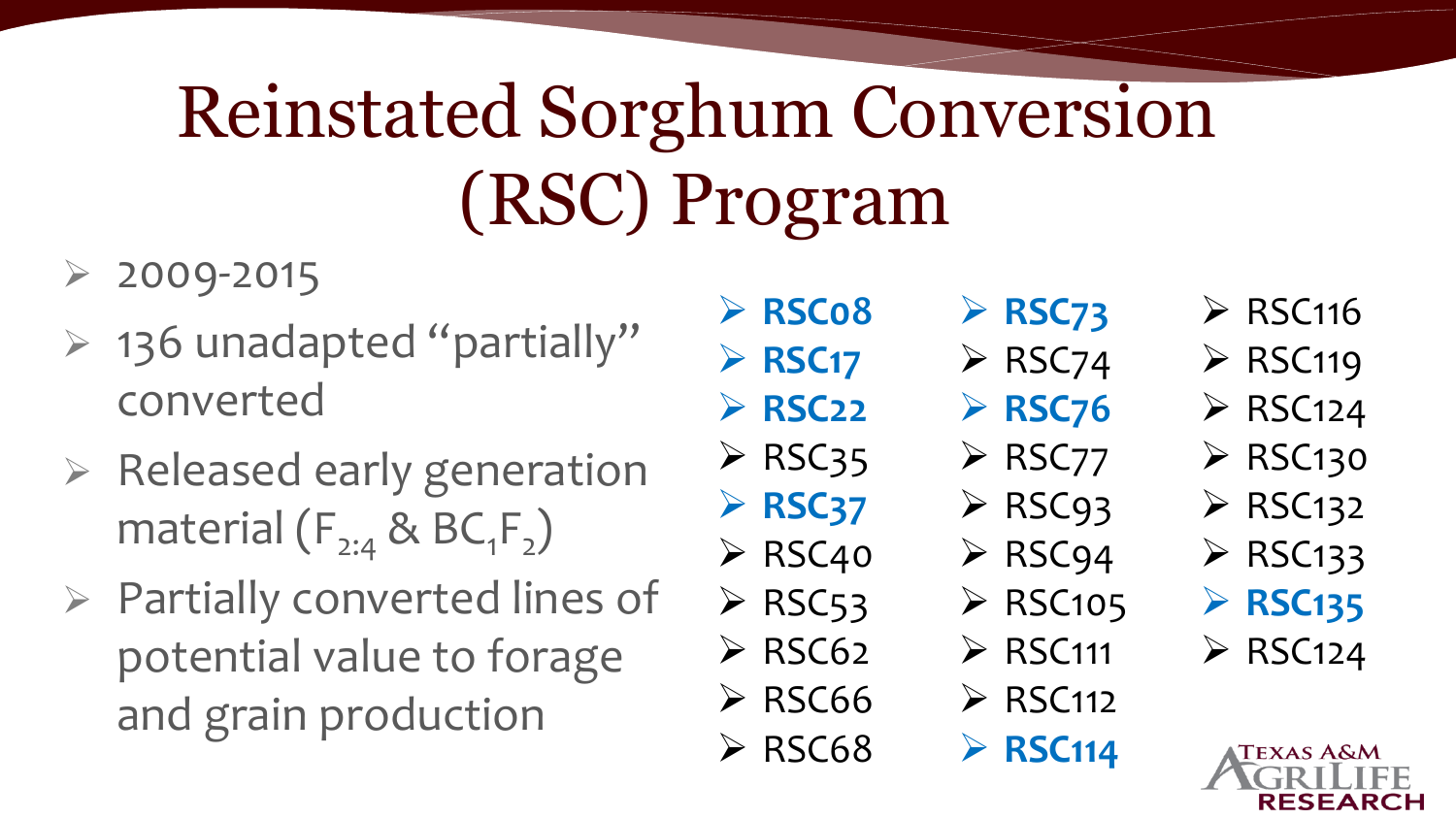# Reinstated Sorghum Conversion (RSC) Program

- 2009-2015
- 136 unadapted "partially" converted
- Released early generation material ($F_{2:4}$ & $BC_1F_2$)
- Partially converted lines of potential value to forage and grain production

- **RSC08**
- **RSC17**
- **RSC22**
- RSC35
- **RSC37**
- RSC40
- RSC53
- RSC62
- RSC66
- RSC68
- **RSC73**
- RSC74
- **RSC76**
- RSC77
- RSC93
- RSC94
- RSC105
- RSC111
- RSC112
- **RSC114**
- RSC116
- RSC119
- RSC124
- RSC130
- RSC132
- RSC133
- **RSC135**
- RSC124

Texas A&M AgriLife Research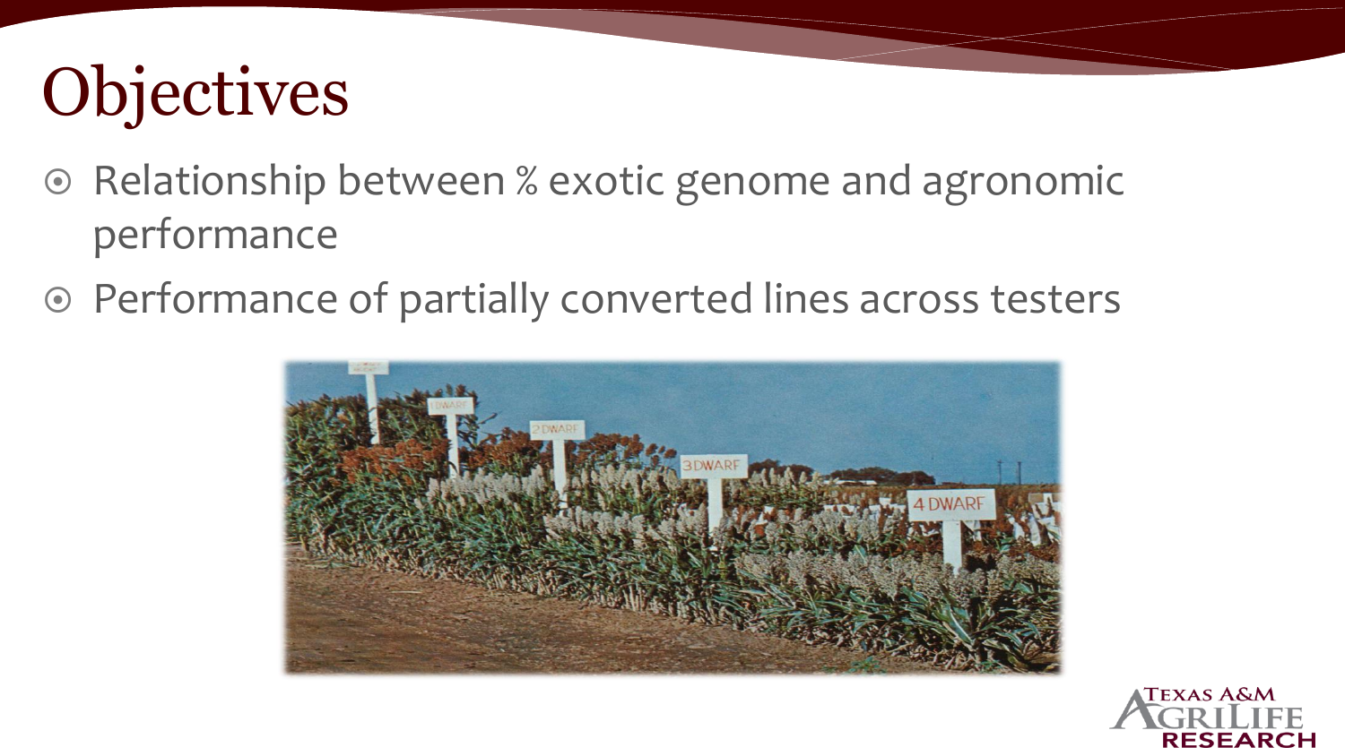# Objectives

- Relationship between % exotic genome and agronomic performance
- Performance of partially converted lines across testers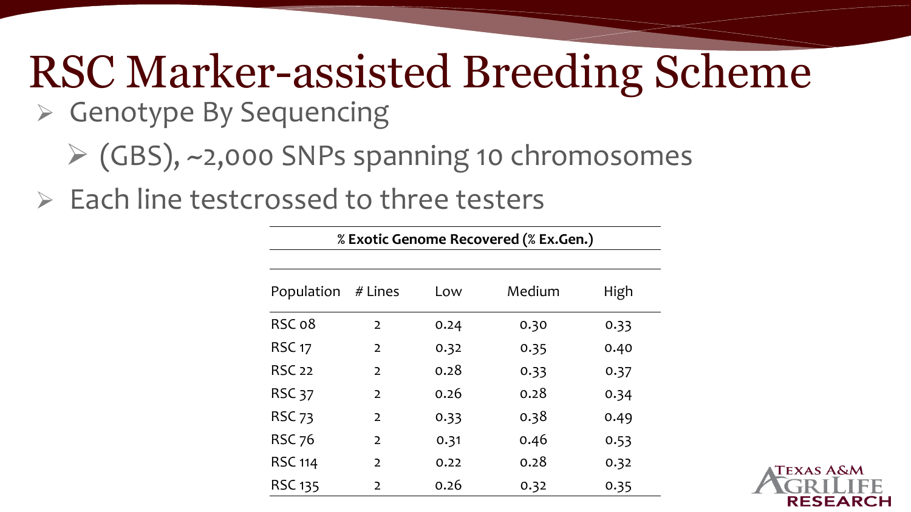# RSC Marker-assisted Breeding Scheme

- Genotype By Sequencing
  - (GBS), ~2,000 SNPs spanning 10 chromosomes
- Each line testcrossed to three testers

| % Exotic Genome Recovered (% Ex.Gen.) | | | | |
|---|---|---|---|---|
| Population | # Lines | Low | Medium | High |
| RSC 08 | 2 | 0.24 | 0.30 | 0.33 |
| RSC 17 | 2 | 0.32 | 0.35 | 0.40 |
| RSC 22 | 2 | 0.28 | 0.33 | 0.37 |
| RSC 37 | 2 | 0.26 | 0.28 | 0.34 |
| RSC 73 | 2 | 0.33 | 0.38 | 0.49 |
| RSC 76 | 2 | 0.31 | 0.46 | 0.53 |
| RSC 114 | 2 | 0.22 | 0.28 | 0.32 |
| RSC 135 | 2 | 0.26 | 0.32 | 0.35 |

Texas A&M AgriLife Research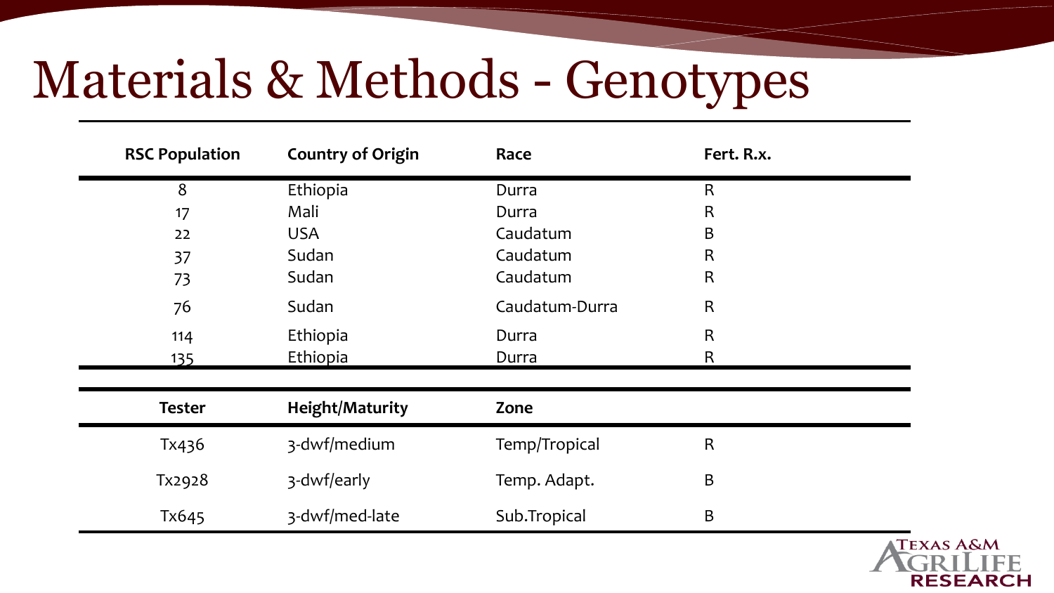# Materials & Methods - Genotypes

| RSC Population | Country of Origin | Race | Fert. R.x. |
|---|---|---|---|
| 8 | Ethiopia | Durra | R |
| 17 | Mali | Durra | R |
| 22 | USA | Caudatum | B |
| 37 | Sudan | Caudatum | R |
| 73 | Sudan | Caudatum | R |
| 76 | Sudan | Caudatum-Durra | R |
| 114 | Ethiopia | Durra | R |
| 135 | Ethiopia | Durra | R |

| Tester | Height/Maturity | Zone | |
|---|---|---|---|
| Tx436 | 3-dwf/medium | Temp/Tropical | R |
| Tx2928 | 3-dwf/early | Temp. Adapt. | B |
| Tx645 | 3-dwf/med-late | Sub.Tropical | B |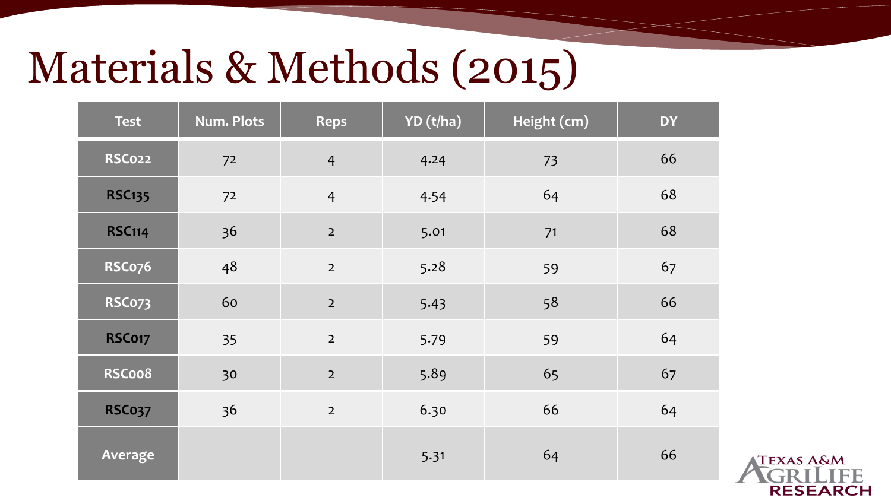# Materials & Methods (2015)

| Test | Num. Plots | Reps | YD (t/ha) | Height (cm) | DY |
|---|---|---|---|---|---|
| RSC022 | 72 | 4 | 4.24 | 73 | 66 |
| RSC135 | 72 | 4 | 4.54 | 64 | 68 |
| RSC114 | 36 | 2 | 5.01 | 71 | 68 |
| RSC076 | 48 | 2 | 5.28 | 59 | 67 |
| RSC073 | 60 | 2 | 5.43 | 58 | 66 |
| RSC017 | 35 | 2 | 5.79 | 59 | 64 |
| RSC008 | 30 | 2 | 5.89 | 65 | 67 |
| RSC037 | 36 | 2 | 6.30 | 66 | 64 |
| Average | | | 5.31 | 64 | 66 |

Texas A&M AgriLife Research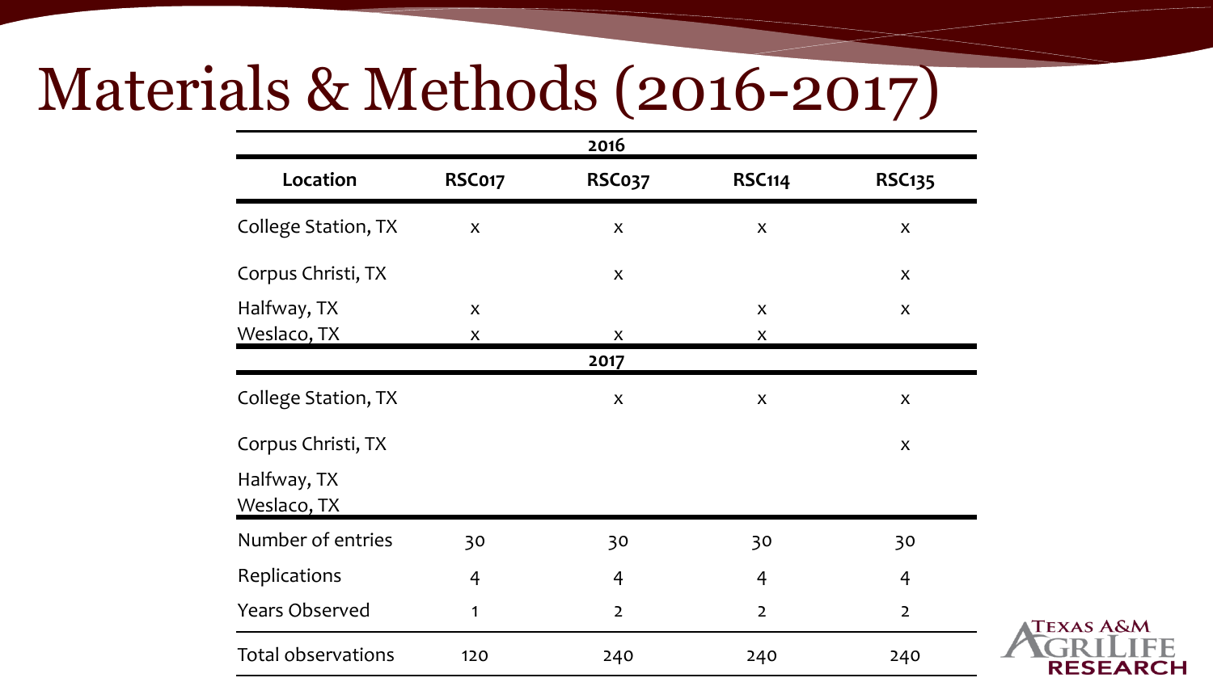# Materials & Methods (2016-2017)

| Location | RSC017 | RSC037 | RSC114 | RSC135 |
|---|---|---|---|---|
| **2016** | | | | |
| College Station, TX | x | x | x | x |
| Corpus Christi, TX | | x | | x |
| Halfway, TX | x | | x | x |
| Weslaco, TX | x | x | x | |
| **2017** | | | | |
| College Station, TX | | x | x | x |
| Corpus Christi, TX | | | | x |
| Halfway, TX | | | | |
| Weslaco, TX | | | | |
| Number of entries | 30 | 30 | 30 | 30 |
| Replications | 4 | 4 | 4 | 4 |
| Years Observed | 1 | 2 | 2 | 2 |
| Total observations | 120 | 240 | 240 | 240 |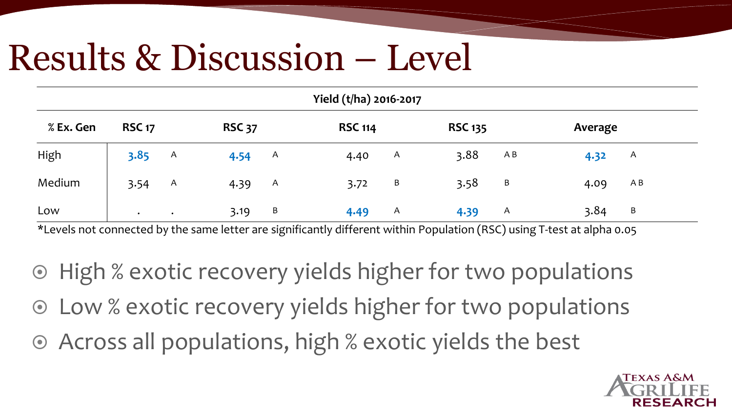# Results & Discussion – Level

| Yield (t/ha) 2016-2017 | | | | | | | | | | |
|---|---|---|---|---|---|---|---|---|---|---|
| % Ex. Gen | RSC 17 | | RSC 37 | | RSC 114 | | RSC 135 | | Average | |
| High | **3.85** | A | **4.54** | A | 4.40 | A | 3.88 | A B | **4.32** | A |
| Medium | 3.54 | A | 4.39 | A | 3.72 | B | 3.58 | B | 4.09 | A B |
| Low | . | . | 3.19 | B | **4.49** | A | **4.39** | A | 3.84 | B |

*Levels not connected by the same letter are significantly different within Population (RSC) using T-test at alpha 0.05

- High % exotic recovery yields higher for two populations
- Low % exotic recovery yields higher for two populations
- Across all populations, high % exotic yields the best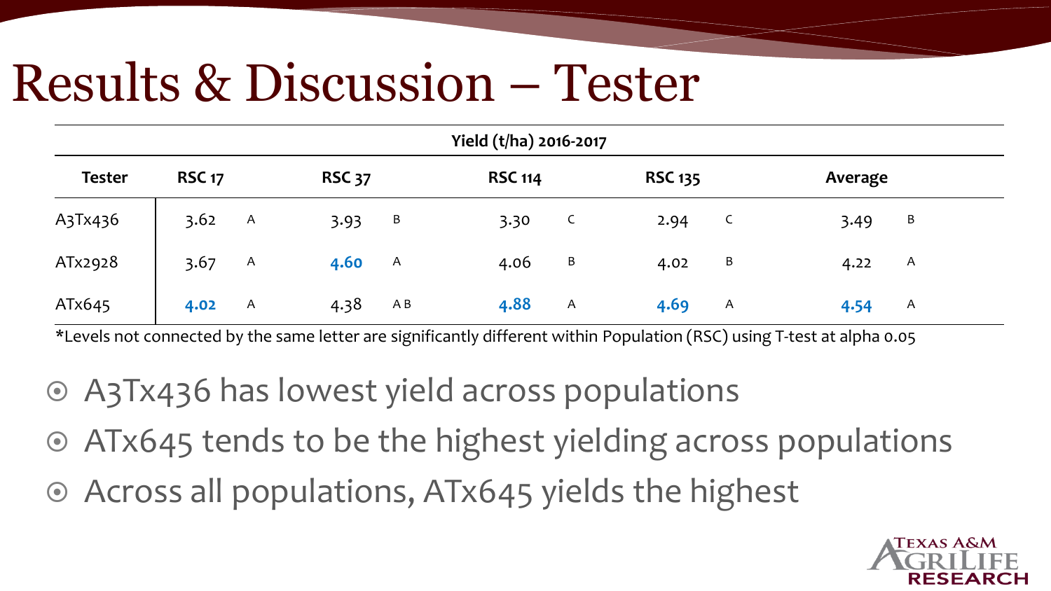# Results & Discussion – Tester

| Yield (t/ha) 2016-2017 | | | | | | | | | | |
|---|---|---|---|---|---|---|---|---|---|---|
| **Tester** | **RSC 17** | | **RSC 37** | | **RSC 114** | | **RSC 135** | | **Average** | |
| A3Tx436 | 3.62 | A | 3.93 | B | 3.30 | C | 2.94 | C | 3.49 | B |
| ATx2928 | 3.67 | A | **4.60** | A | 4.06 | B | 4.02 | B | 4.22 | A |
| ATx645 | **4.02** | A | 4.38 | A B | **4.88** | A | **4.69** | A | **4.54** | A |

*Levels not connected by the same letter are significantly different within Population (RSC) using T-test at alpha 0.05

- A3Tx436 has lowest yield across populations
- ATx645 tends to be the highest yielding across populations
- Across all populations, ATx645 yields the highest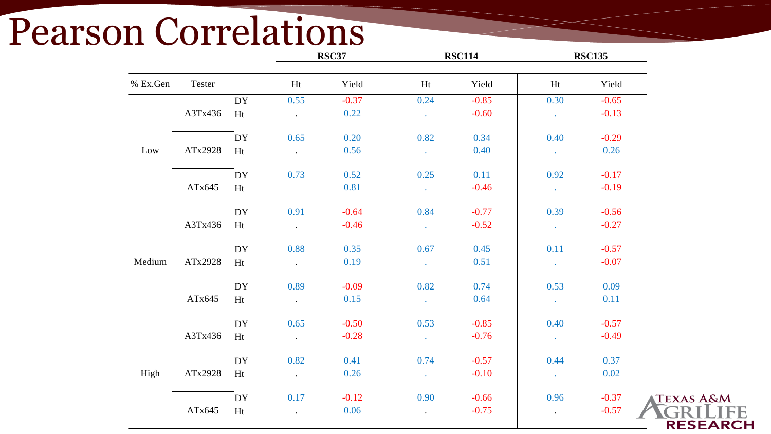# Pearson Correlations

| % Ex.Gen | Tester | | RSC37 Ht | RSC37 Yield | RSC114 Ht | RSC114 Yield | RSC135 Ht | RSC135 Yield |
|---|---|---|---|---|---|---|---|---|
| Low | A3Tx436 | DY | 0.55 | -0.37 | 0.24 | -0.85 | 0.30 | -0.65 |
| | | Ht | . | 0.22 | . | -0.60 | . | -0.13 |
| | ATx2928 | DY | 0.65 | 0.20 | 0.82 | 0.34 | 0.40 | -0.29 |
| | | Ht | . | 0.56 | . | 0.40 | . | 0.26 |
| | ATx645 | DY | 0.73 | 0.52 | 0.25 | 0.11 | 0.92 | -0.17 |
| | | Ht | | 0.81 | . | -0.46 | . | -0.19 |
| Medium | A3Tx436 | DY | 0.91 | -0.64 | 0.84 | -0.77 | 0.39 | -0.56 |
| | | Ht | . | -0.46 | . | -0.52 | . | -0.27 |
| | ATx2928 | DY | 0.88 | 0.35 | 0.67 | 0.45 | 0.11 | -0.57 |
| | | Ht | . | 0.19 | . | 0.51 | . | -0.07 |
| | ATx645 | DY | 0.89 | -0.09 | 0.82 | 0.74 | 0.53 | 0.09 |
| | | Ht | . | 0.15 | . | 0.64 | . | 0.11 |
| High | A3Tx436 | DY | 0.65 | -0.50 | 0.53 | -0.85 | 0.40 | -0.57 |
| | | Ht | . | -0.28 | . | -0.76 | . | -0.49 |
| | ATx2928 | DY | 0.82 | 0.41 | 0.74 | -0.57 | 0.44 | 0.37 |
| | | Ht | . | 0.26 | . | -0.10 | . | 0.02 |
| | ATx645 | DY | 0.17 | -0.12 | 0.90 | -0.66 | 0.96 | -0.37 |
| | | Ht | . | 0.06 | . | -0.75 | . | -0.57 |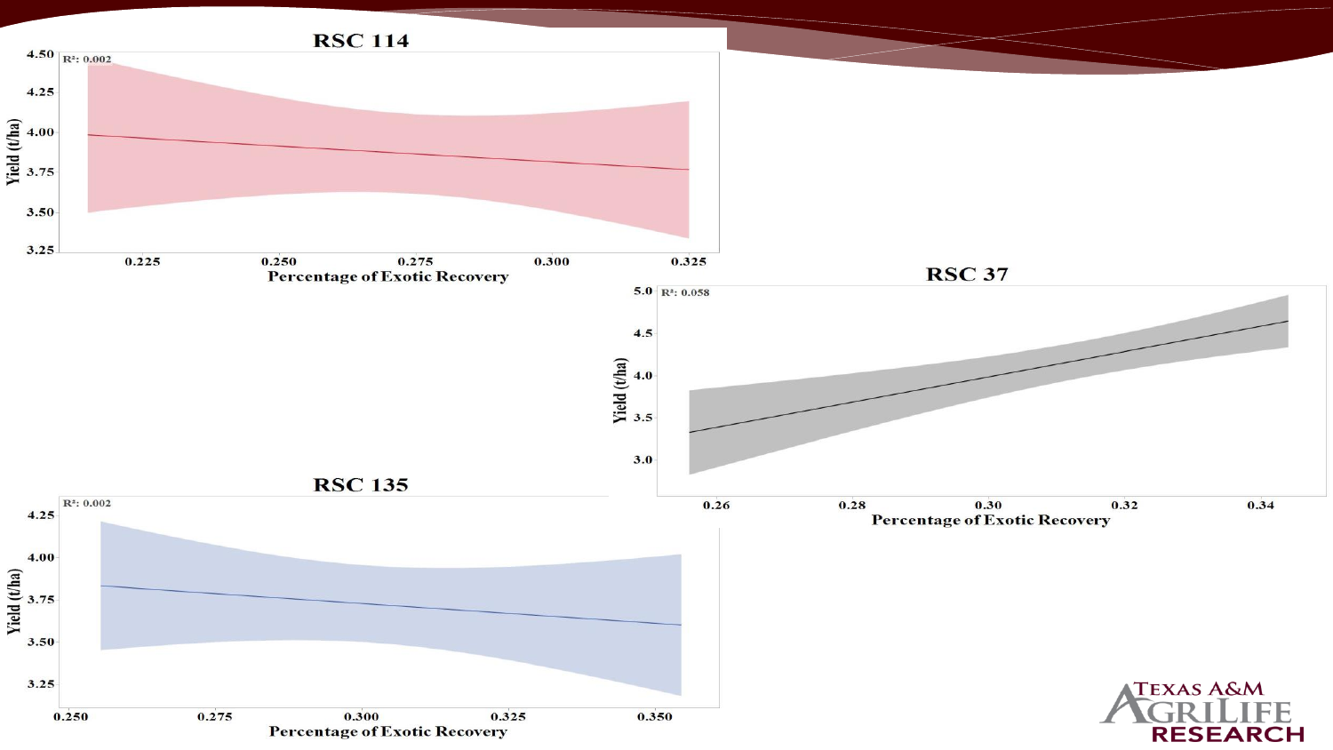## RSC 114

$R^2$: 0.002

Yield (t/ha)

Percentage of Exotic Recovery

## RSC 37

$R^2$: 0.058

Yield (t/ha)

Percentage of Exotic Recovery

## RSC 135

$R^2$: 0.002

Yield (t/ha)

Percentage of Exotic Recovery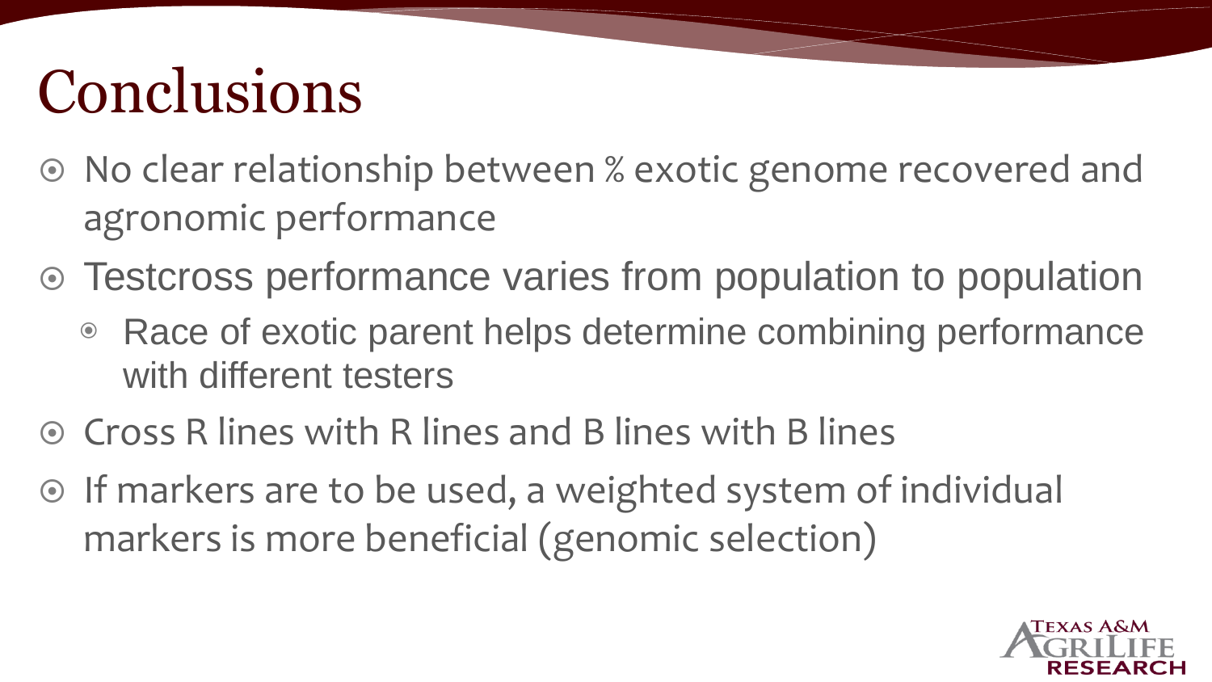# Conclusions

- No clear relationship between % exotic genome recovered and agronomic performance
- Testcross performance varies from population to population
  - Race of exotic parent helps determine combining performance with different testers
- Cross R lines with R lines and B lines with B lines
- If markers are to be used, a weighted system of individual markers is more beneficial (genomic selection)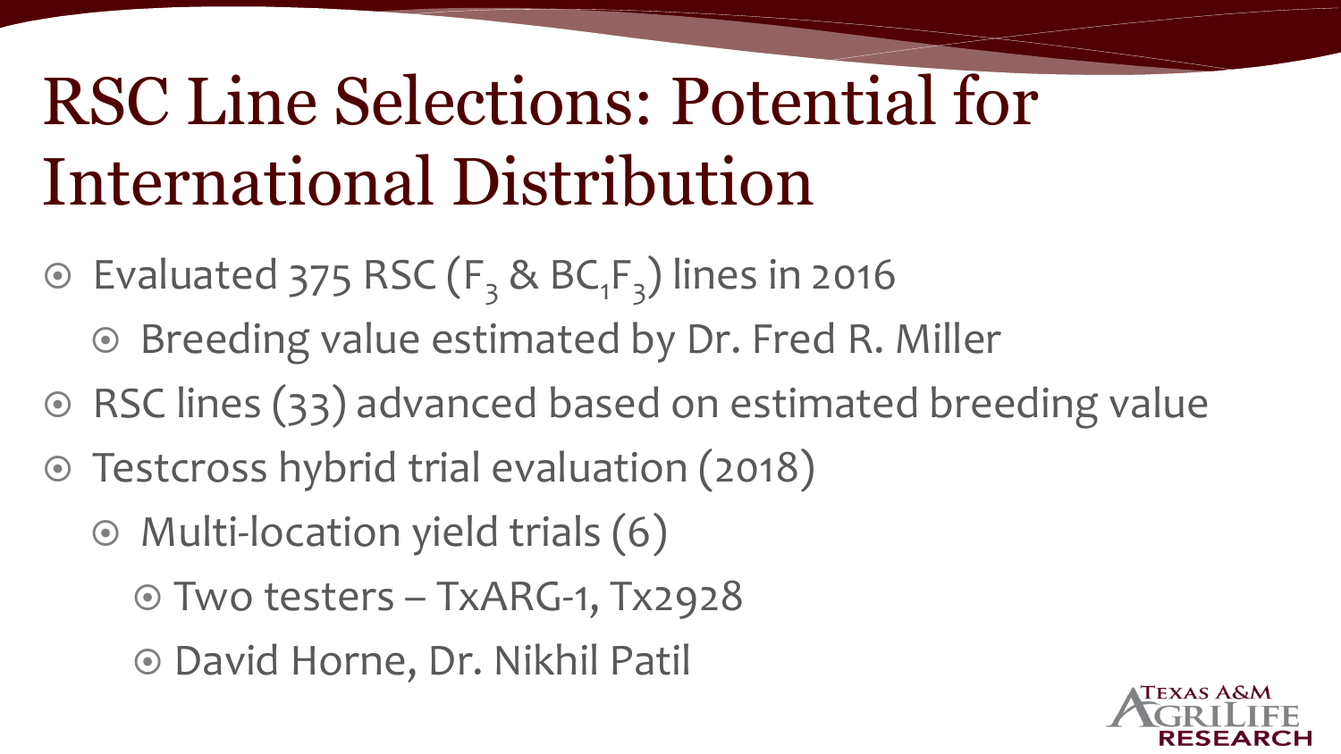# RSC Line Selections: Potential for International Distribution

- Evaluated 375 RSC ($F_3$ & $BC_1F_3$) lines in 2016
  - Breeding value estimated by Dr. Fred R. Miller
- RSC lines (33) advanced based on estimated breeding value
- Testcross hybrid trial evaluation (2018)
  - Multi-location yield trials (6)
    - Two testers – TxARG-1, Tx2928
    - David Horne, Dr. Nikhil Patil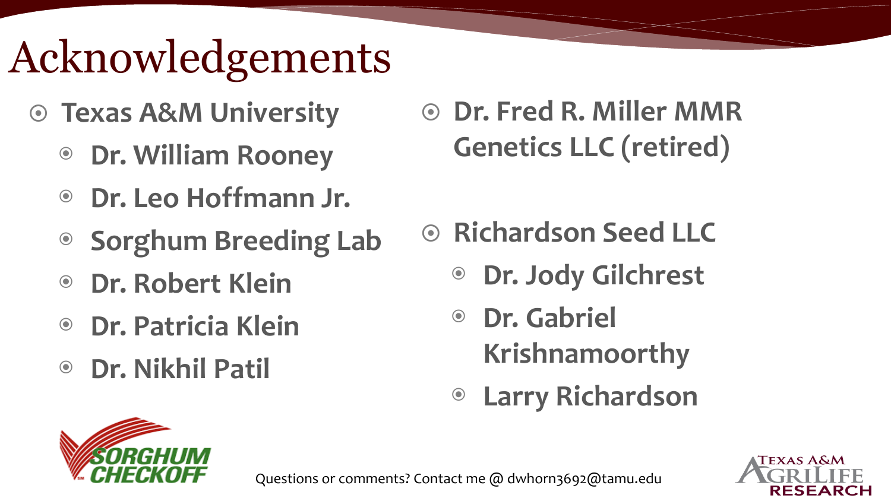# Acknowledgements

- Texas A&M University
  - Dr. William Rooney
  - Dr. Leo Hoffmann Jr.
  - Sorghum Breeding Lab
  - Dr. Robert Klein
  - Dr. Patricia Klein
  - Dr. Nikhil Patil
- Dr. Fred R. Miller MMR Genetics LLC (retired)
- Richardson Seed LLC
  - Dr. Jody Gilchrest
  - Dr. Gabriel Krishnamoorthy
  - Larry Richardson

SORGHUM CHECKOFF

Questions or comments? Contact me @ dwhorn3692@tamu.edu

TEXAS A&M AGRILIFE RESEARCH